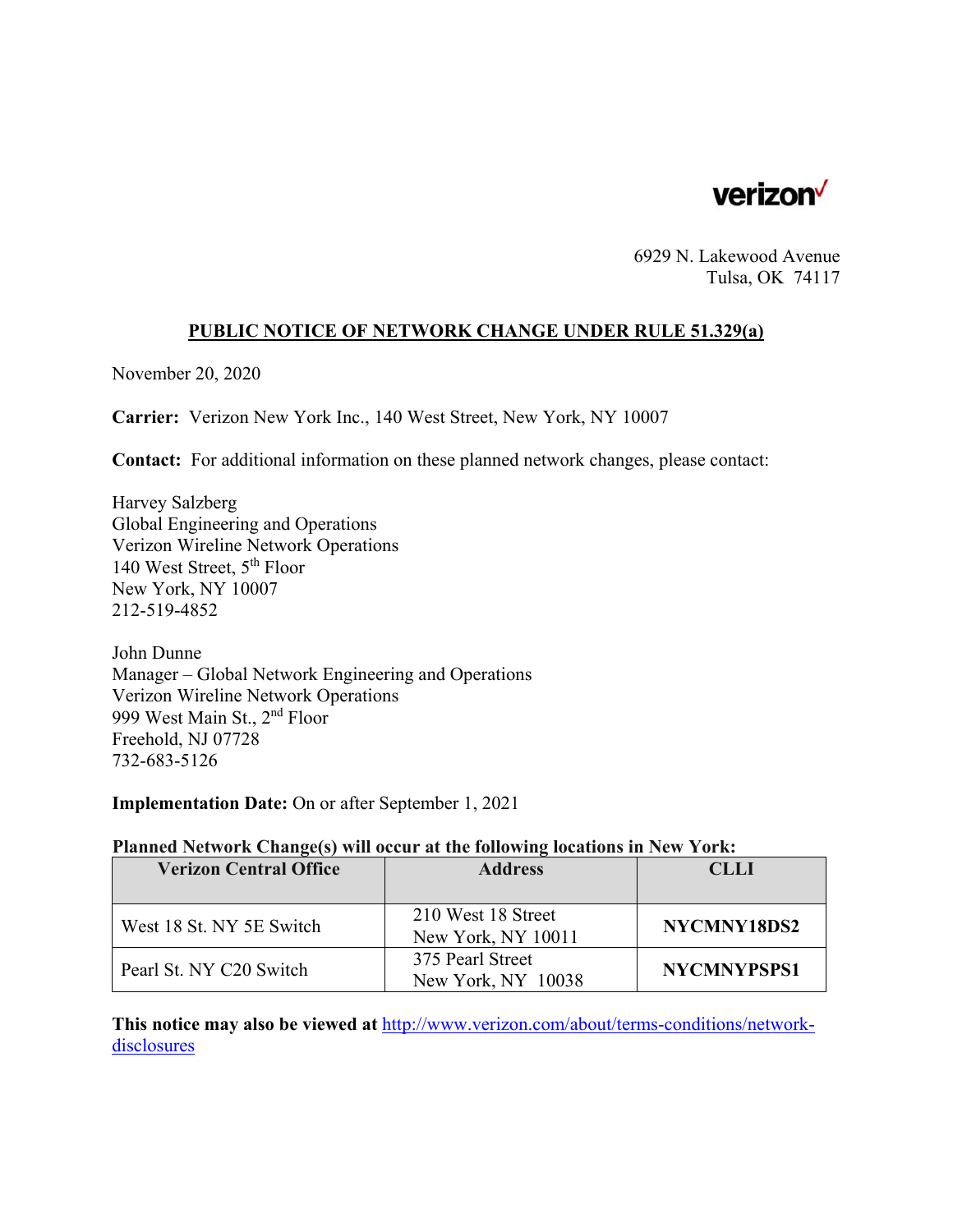verizon

6929 N. Lakewood Avenue
Tulsa, OK 74117

## PUBLIC NOTICE OF NETWORK CHANGE UNDER RULE 51.329(a)

November 20, 2020

**Carrier:** Verizon New York Inc., 140 West Street, New York, NY 10007

**Contact:** For additional information on these planned network changes, please contact:

Harvey Salzberg
Global Engineering and Operations
Verizon Wireline Network Operations
140 West Street, 5th Floor
New York, NY 10007
212-519-4852

John Dunne
Manager – Global Network Engineering and Operations
Verizon Wireline Network Operations
999 West Main St., 2nd Floor
Freehold, NJ 07728
732-683-5126

**Implementation Date:** On or after September 1, 2021

**Planned Network Change(s) will occur at the following locations in New York:**

| Verizon Central Office | Address | CLLI |
|---|---|---|
| West 18 St. NY 5E Switch | 210 West 18 Street New York, NY 10011 | **NYCMNY18DS2** |
| Pearl St. NY C20 Switch | 375 Pearl Street New York, NY 10038 | **NYCMNYPSPS1** |

**This notice may also be viewed at** http://www.verizon.com/about/terms-conditions/network-disclosures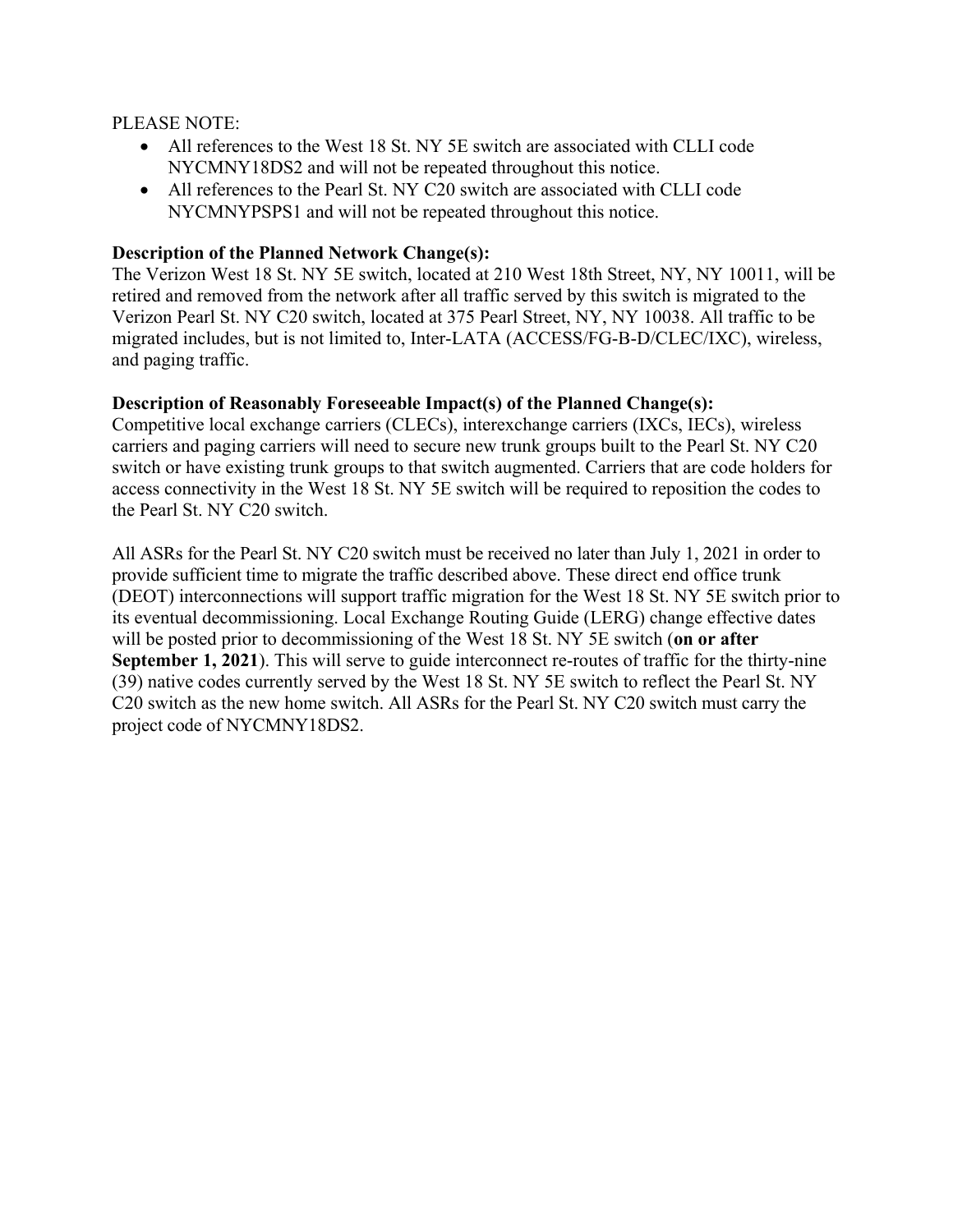PLEASE NOTE:

- All references to the West 18 St. NY 5E switch are associated with CLLI code NYCMNY18DS2 and will not be repeated throughout this notice.
- All references to the Pearl St. NY C20 switch are associated with CLLI code NYCMNYPSPS1 and will not be repeated throughout this notice.

**Description of the Planned Network Change(s):**
The Verizon West 18 St. NY 5E switch, located at 210 West 18th Street, NY, NY 10011, will be retired and removed from the network after all traffic served by this switch is migrated to the Verizon Pearl St. NY C20 switch, located at 375 Pearl Street, NY, NY 10038. All traffic to be migrated includes, but is not limited to, Inter-LATA (ACCESS/FG-B-D/CLEC/IXC), wireless, and paging traffic.

**Description of Reasonably Foreseeable Impact(s) of the Planned Change(s):**
Competitive local exchange carriers (CLECs), interexchange carriers (IXCs, IECs), wireless carriers and paging carriers will need to secure new trunk groups built to the Pearl St. NY C20 switch or have existing trunk groups to that switch augmented. Carriers that are code holders for access connectivity in the West 18 St. NY 5E switch will be required to reposition the codes to the Pearl St. NY C20 switch.

All ASRs for the Pearl St. NY C20 switch must be received no later than July 1, 2021 in order to provide sufficient time to migrate the traffic described above. These direct end office trunk (DEOT) interconnections will support traffic migration for the West 18 St. NY 5E switch prior to its eventual decommissioning. Local Exchange Routing Guide (LERG) change effective dates will be posted prior to decommissioning of the West 18 St. NY 5E switch (**on or after September 1, 2021**). This will serve to guide interconnect re-routes of traffic for the thirty-nine (39) native codes currently served by the West 18 St. NY 5E switch to reflect the Pearl St. NY C20 switch as the new home switch. All ASRs for the Pearl St. NY C20 switch must carry the project code of NYCMNY18DS2.